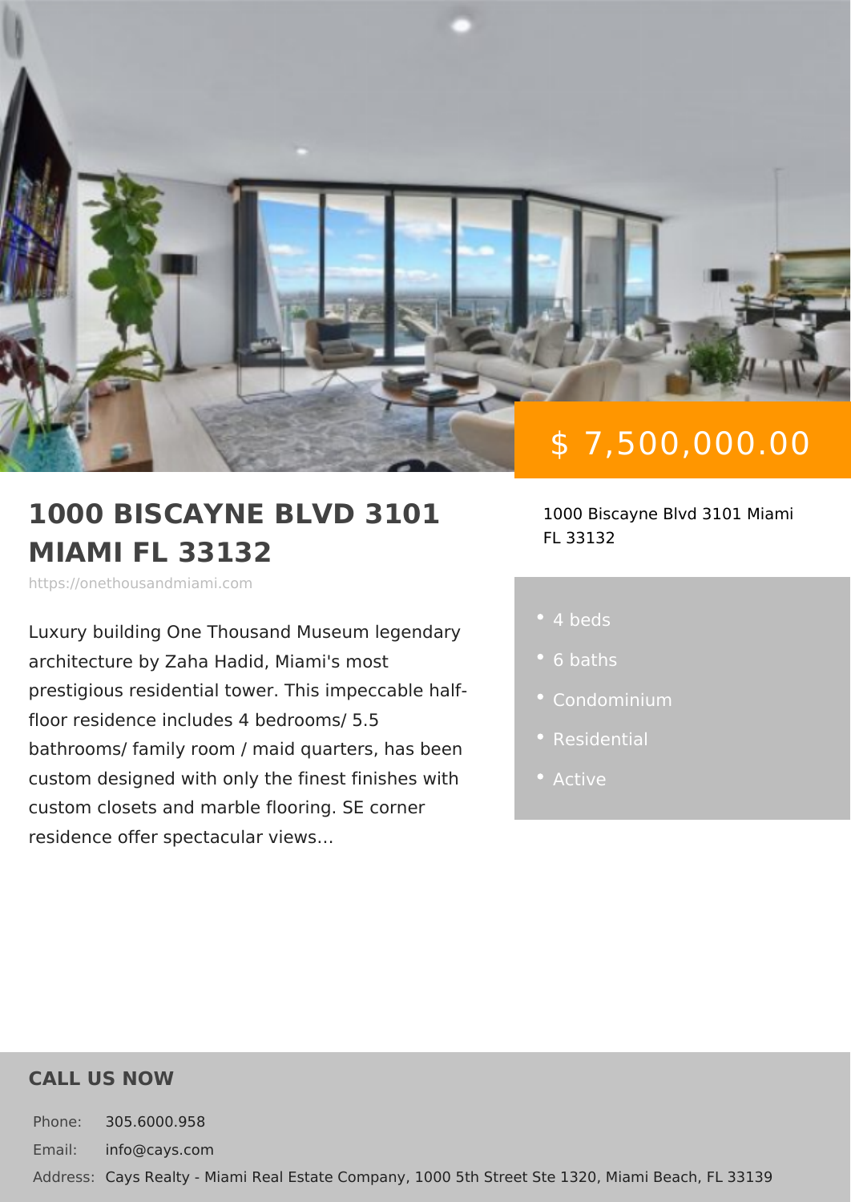$ 7,500,000.00

# 1000 BISCAYNE BLVD 3101 MIAMI FL 33132

https://onethousandmiami.com

1000 Biscayne Blvd 3101 Miami FL 33132

Luxury building One Thousand Museum legendary architecture by Zaha Hadid, Miami's most prestigious residential tower. This impeccable half-floor residence includes 4 bedrooms/ 5.5 bathrooms/ family room / maid quarters, has been custom designed with only the finest finishes with custom closets and marble flooring. SE corner residence offer spectacular views...

- 4 beds
- 6 baths
- Condominium
- Residential
- Active

## CALL US NOW

Phone: 305.6000.958

Email: info@cays.com

Address: Cays Realty - Miami Real Estate Company, 1000 5th Street Ste 1320, Miami Beach, FL 33139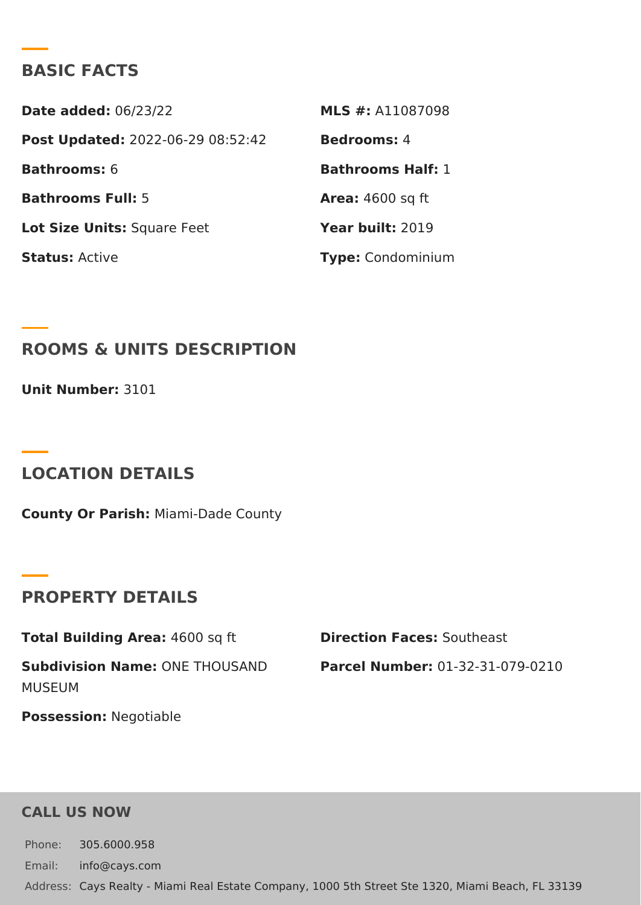## BASIC FACTS

**Date added:** 06/23/22

**MLS #:** A11087098

**Post Updated:** 2022-06-29 08:52:42

**Bedrooms:** 4

**Bathrooms:** 6

**Bathrooms Half:** 1

**Bathrooms Full:** 5

**Area:** 4600 sq ft

**Lot Size Units:** Square Feet

**Year built:** 2019

**Status:** Active

**Type:** Condominium

## ROOMS & UNITS DESCRIPTION

**Unit Number:** 3101

## LOCATION DETAILS

**County Or Parish:** Miami-Dade County

## PROPERTY DETAILS

**Total Building Area:** 4600 sq ft

**Direction Faces:** Southeast

**Subdivision Name:** ONE THOUSAND MUSEUM

**Parcel Number:** 01-32-31-079-0210

**Possession:** Negotiable

## CALL US NOW

Phone: 305.6000.958

Email: info@cays.com

Address: Cays Realty - Miami Real Estate Company, 1000 5th Street Ste 1320, Miami Beach, FL 33139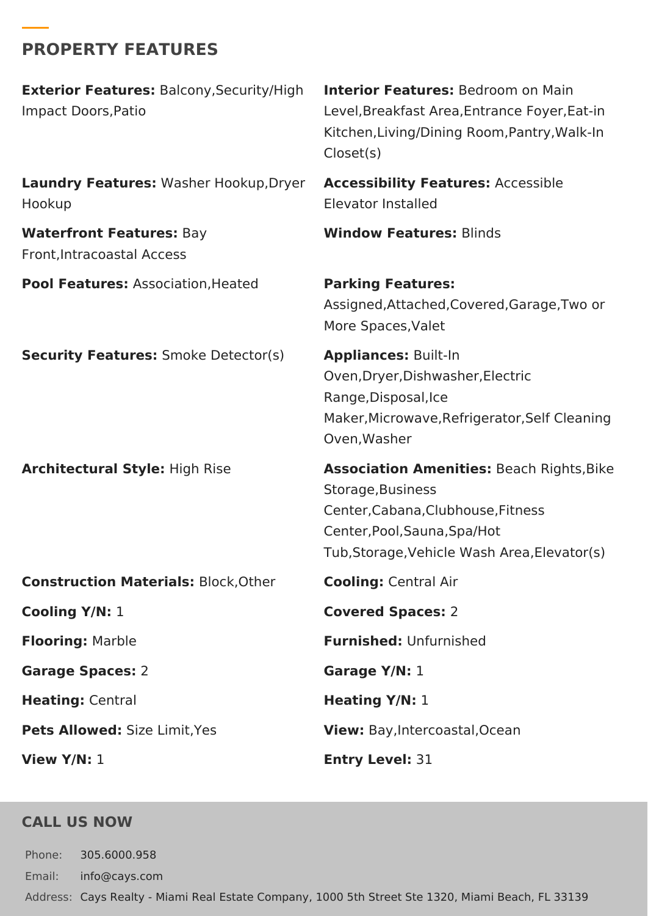## PROPERTY FEATURES

**Exterior Features:** Balcony,Security/High Impact Doors,Patio

**Interior Features:** Bedroom on Main Level,Breakfast Area,Entrance Foyer,Eat-in Kitchen,Living/Dining Room,Pantry,Walk-In Closet(s)

**Laundry Features:** Washer Hookup,Dryer Hookup

**Accessibility Features:** Accessible Elevator Installed

**Waterfront Features:** Bay Front,Intracoastal Access

**Window Features:** Blinds

**Pool Features:** Association,Heated

**Parking Features:** Assigned,Attached,Covered,Garage,Two or More Spaces,Valet

**Security Features:** Smoke Detector(s)

**Appliances:** Built-In Oven,Dryer,Dishwasher,Electric Range,Disposal,Ice Maker,Microwave,Refrigerator,Self Cleaning Oven,Washer

**Architectural Style:** High Rise

**Association Amenities:** Beach Rights,Bike Storage,Business Center,Cabana,Clubhouse,Fitness Center,Pool,Sauna,Spa/Hot Tub,Storage,Vehicle Wash Area,Elevator(s)

**Construction Materials:** Block,Other

**Cooling:** Central Air

**Cooling Y/N:** 1

**Covered Spaces:** 2

**Flooring:** Marble

**Furnished:** Unfurnished

**Garage Spaces:** 2

**Garage Y/N:** 1

**Heating:** Central

**Heating Y/N:** 1

**Pets Allowed:** Size Limit,Yes

**View:** Bay,Intercoastal,Ocean

**View Y/N:** 1

**Entry Level:** 31

## CALL US NOW

Phone: 305.6000.958

Email: info@cays.com

Address: Cays Realty - Miami Real Estate Company, 1000 5th Street Ste 1320, Miami Beach, FL 33139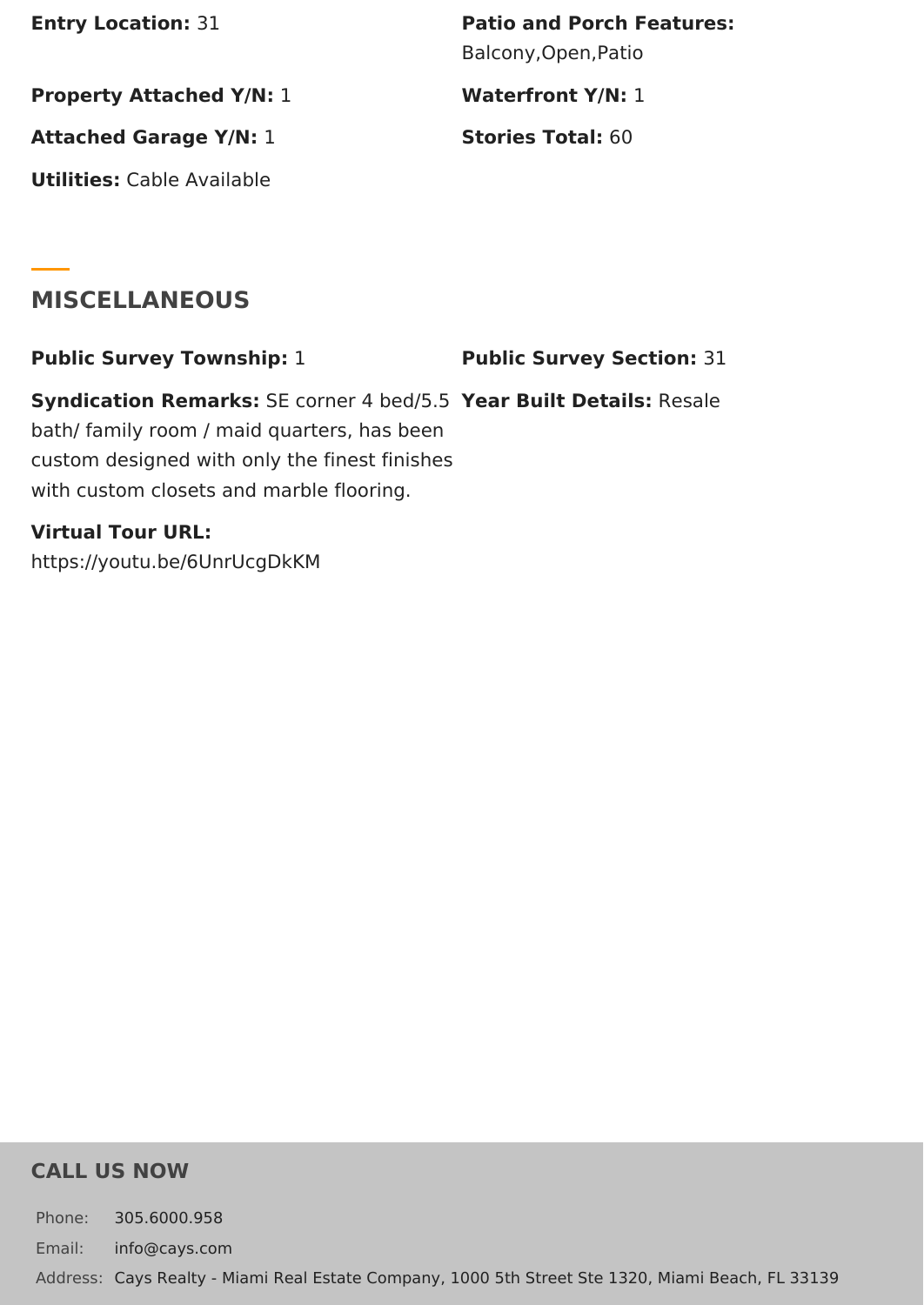**Entry Location:** 31

**Patio and Porch Features:** Balcony,Open,Patio

**Property Attached Y/N:** 1

**Waterfront Y/N:** 1

**Attached Garage Y/N:** 1

**Stories Total:** 60

**Utilities:** Cable Available

## MISCELLANEOUS

**Public Survey Township:** 1

**Public Survey Section:** 31

**Syndication Remarks:** SE corner 4 bed/5.5 bath/ family room / maid quarters, has been custom designed with only the finest finishes with custom closets and marble flooring.

**Year Built Details:** Resale

**Virtual Tour URL:** https://youtu.be/6UnrUcgDkKM

## CALL US NOW

| | |
|---|---|
| Phone: | 305.6000.958 |
| Email: | info@cays.com |
| Address: | Cays Realty - Miami Real Estate Company, 1000 5th Street Ste 1320, Miami Beach, FL 33139 |